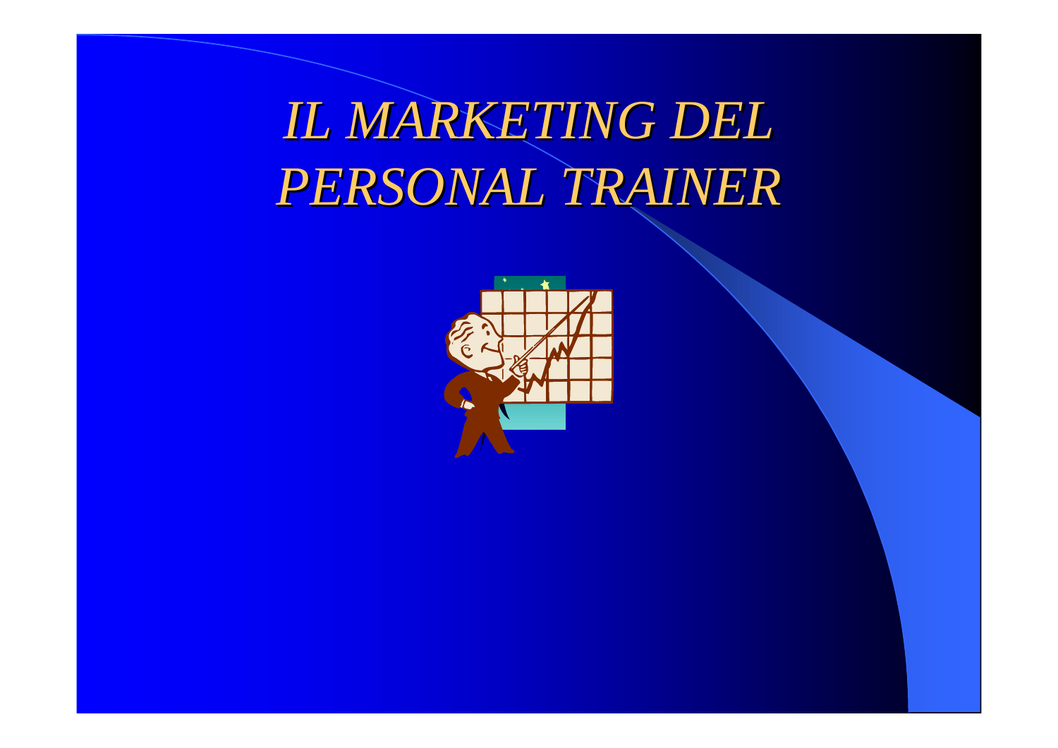# *IL MARKETING DEL PERSONAL TRAINER*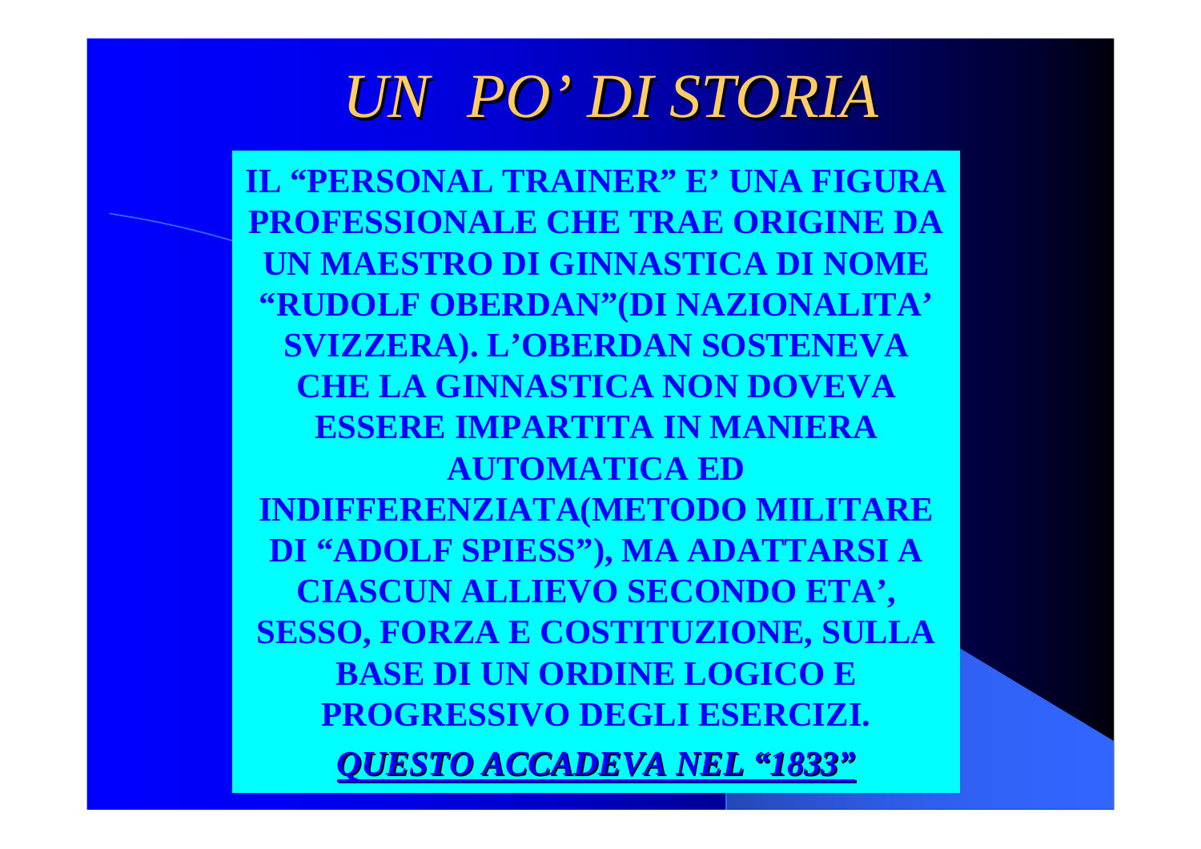# *UN PO' DI STORIA*

**IL "PERSONAL TRAINER" E' UNA FIGURA PROFESSIONALE CHE TRAE ORIGINE DA UN MAESTRO DI GINNASTICA DI NOME "RUDOLF OBERDAN"(DI NAZIONALITA' SVIZZERA). L'OBERDAN SOSTENEVA CHE LA GINNASTICA NON DOVEVA ESSERE IMPARTITA IN MANIERA AUTOMATICA ED INDIFFERENZIATA(METODO MILITARE DI "ADOLF SPIESS"), MA ADATTARSI A CIASCUN ALLIEVO SECONDO ETA', SESSO, FORZA E COSTITUZIONE, SULLA BASE DI UN ORDINE LOGICO E PROGRESSIVO DEGLI ESERCIZI.**

***QUESTO ACCADEVA NEL "1833"***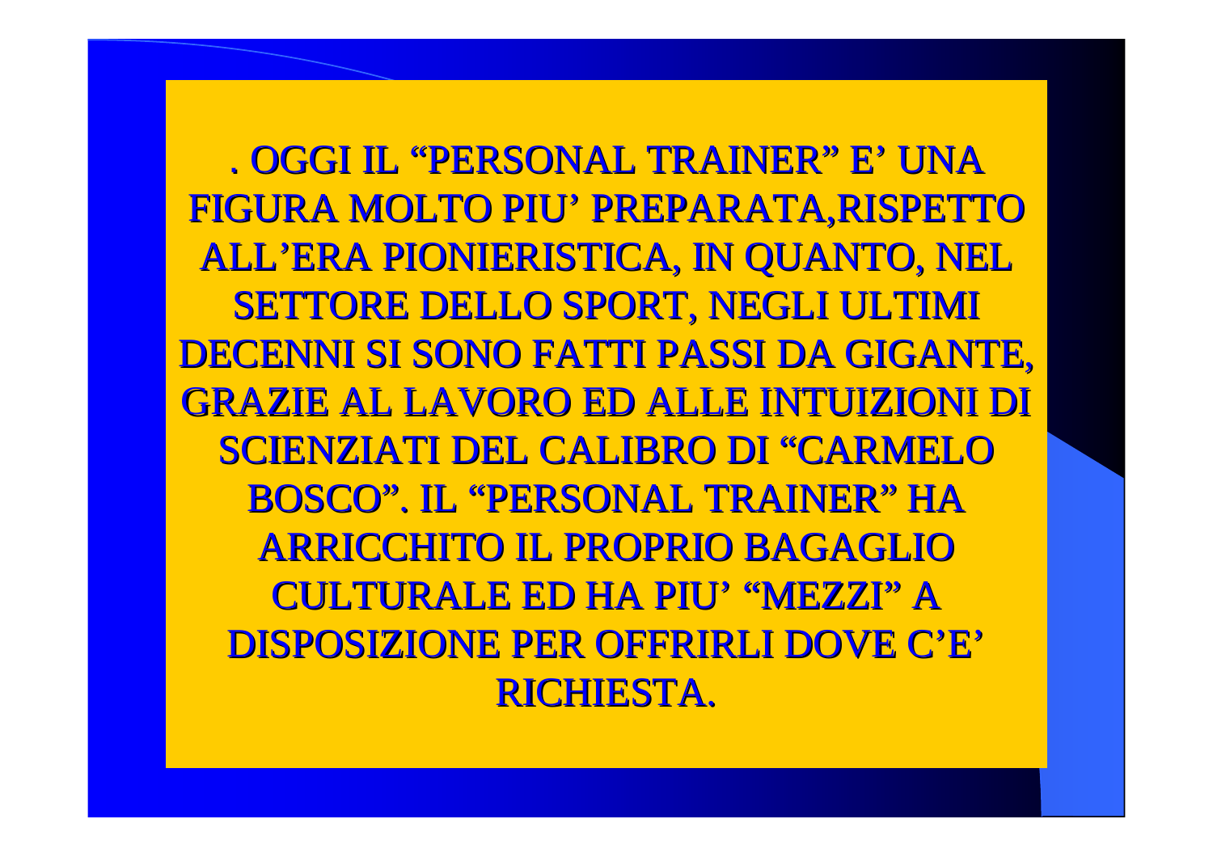. OGGI IL “PERSONAL TRAINER” E’ UNA FIGURA MOLTO PIU’ PREPARATA,RISPETTO ALL’ERA PIONIERISTICA, IN QUANTO, NEL SETTORE DELLO SPORT, NEGLI ULTIMI DECENNI SI SONO FATTI PASSI DA GIGANTE, GRAZIE AL LAVORO ED ALLE INTUIZIONI DI SCIENZIATI DEL CALIBRO DI “CARMELO BOSCO”. IL “PERSONAL TRAINER” HA ARRICCHITO IL PROPRIO BAGAGLIO CULTURALE ED HA PIU’ “MEZZI” A DISPOSIZIONE PER OFFRIRLI DOVE C’E’ RICHIESTA.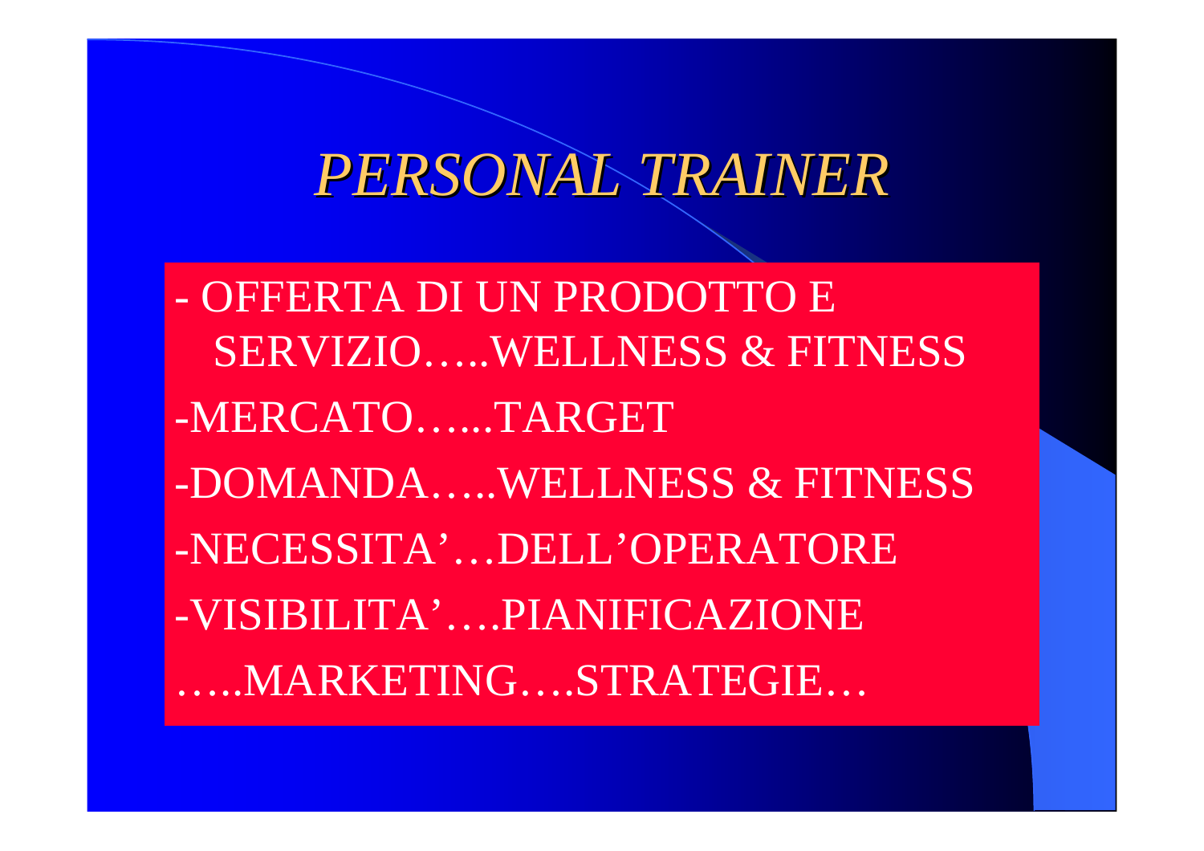# *PERSONAL TRAINER*

- OFFERTA DI UN PRODOTTO E SERVIZIO…..WELLNESS & FITNESS
- MERCATO…...TARGET
- DOMANDA…..WELLNESS & FITNESS
- NECESSITA'…DELL'OPERATORE
- VISIBILITA'….PIANIFICAZIONE

…..MARKETING….STRATEGIE…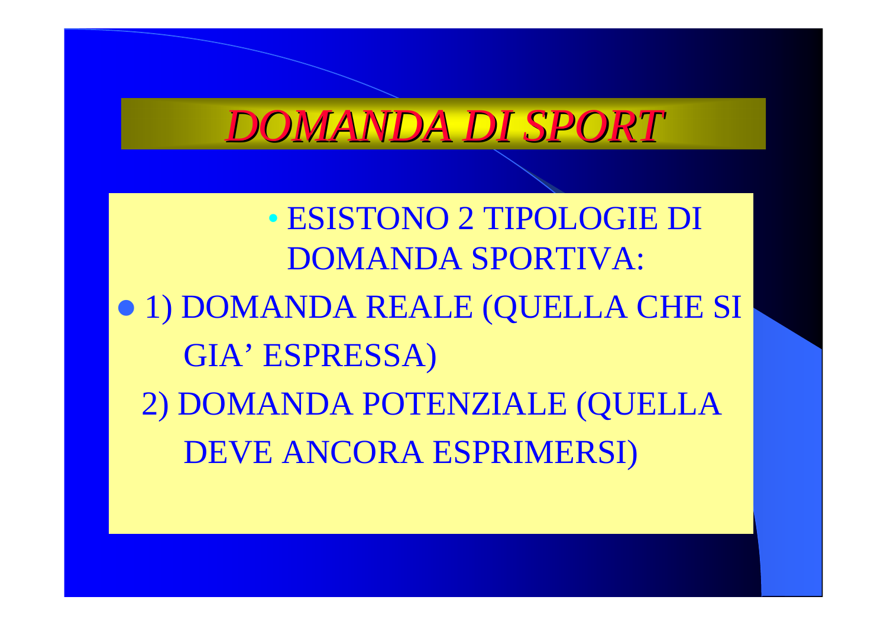# *DOMANDA DI SPORT*

- ESISTONO 2 TIPOLOGIE DI DOMANDA SPORTIVA:

- 1) DOMANDA REALE (QUELLA CHE SI GIA' ESPRESSA)

  2) DOMANDA POTENZIALE (QUELLA DEVE ANCORA ESPRIMERSI)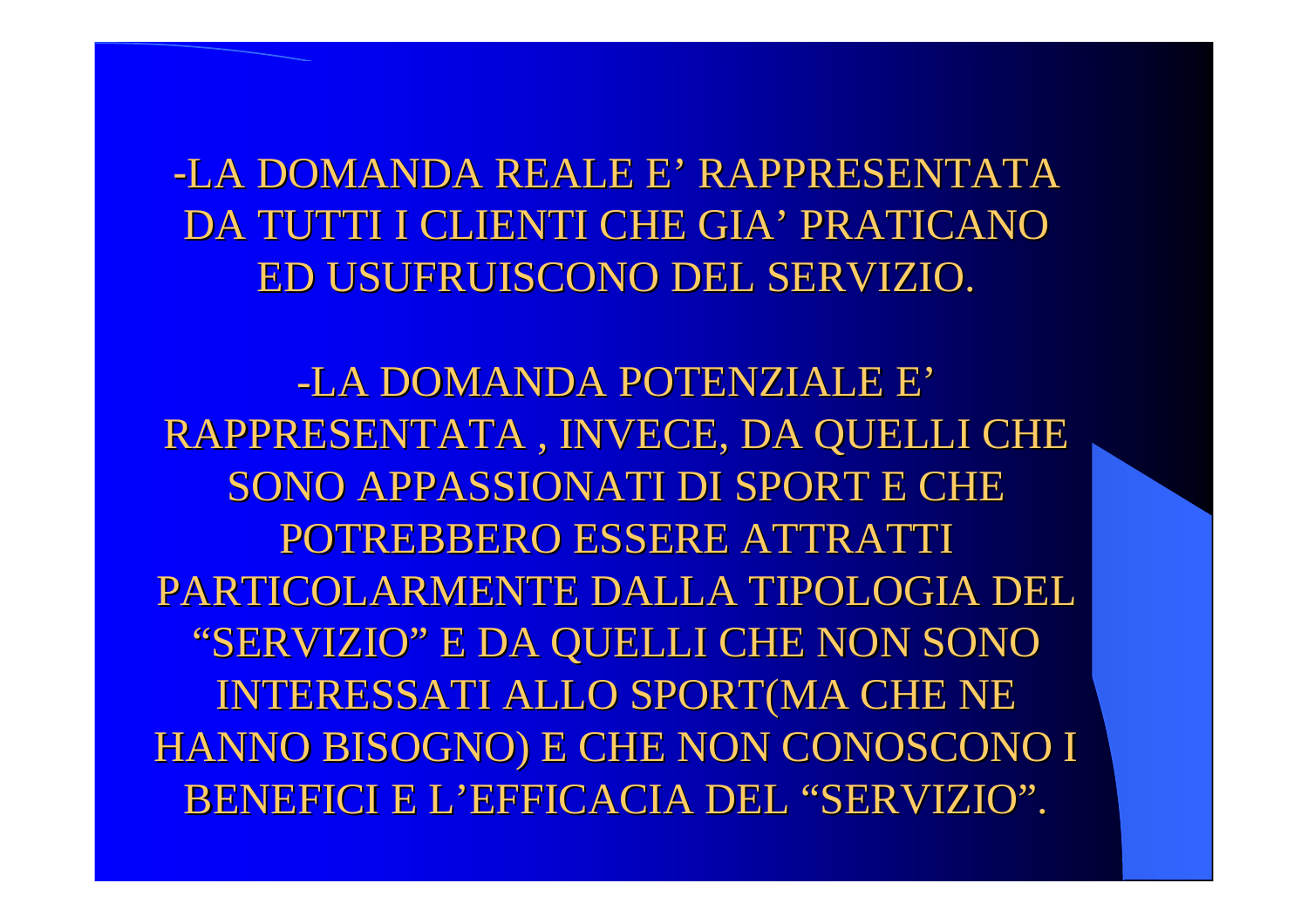-LA DOMANDA REALE E’ RAPPRESENTATA DA TUTTI I CLIENTI CHE GIA’ PRATICANO ED USUFRUISCONO DEL SERVIZIO.

-LA DOMANDA POTENZIALE E’ RAPPRESENTATA , INVECE, DA QUELLI CHE SONO APPASSIONATI DI SPORT E CHE POTREBBERO ESSERE ATTRATTI PARTICOLARMENTE DALLA TIPOLOGIA DEL “SERVIZIO” E DA QUELLI CHE NON SONO INTERESSATI ALLO SPORT(MA CHE NE HANNO BISOGNO) E CHE NON CONOSCONO I BENEFICI E L’EFFICACIA DEL “SERVIZIO”.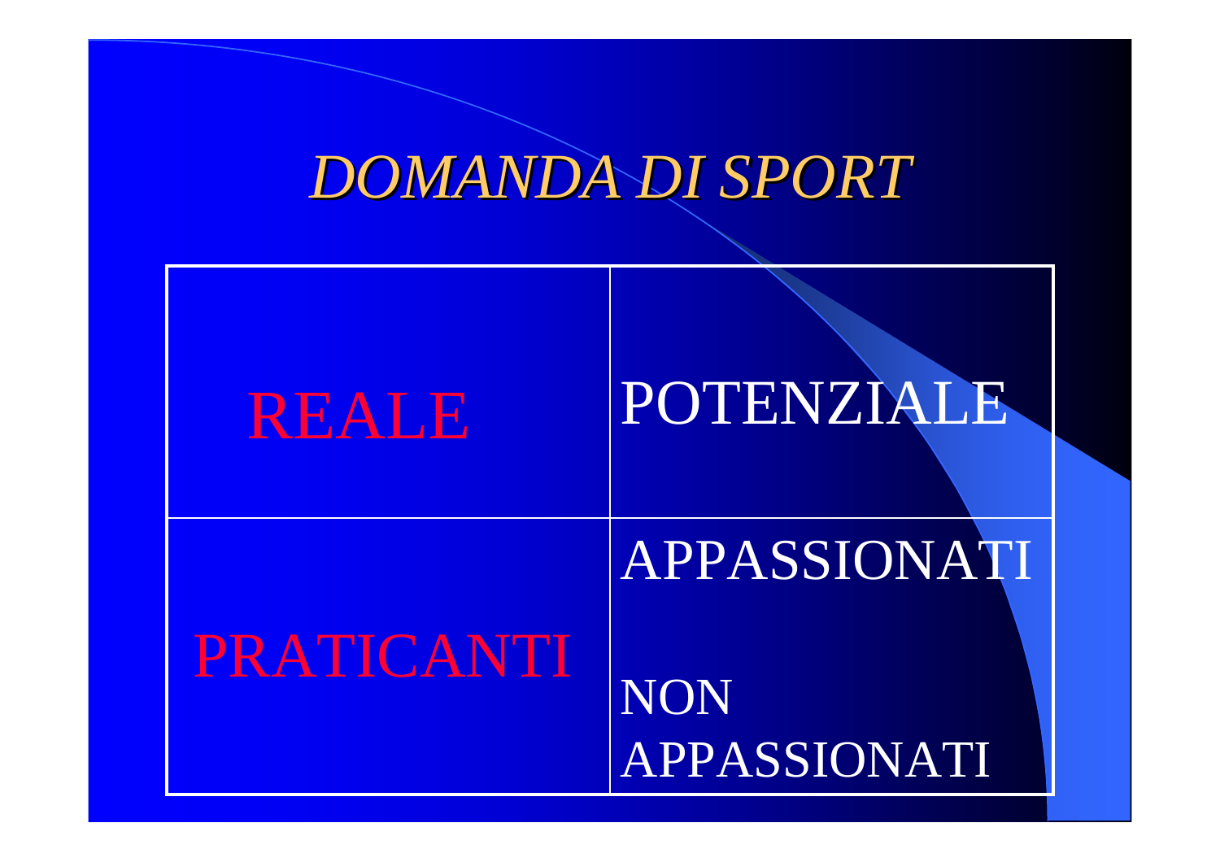# *DOMANDA DI SPORT*

| REALE | POTENZIALE |
|---|---|
| PRATICANTI | APPASSIONATI<br><br>NON APPASSIONATI |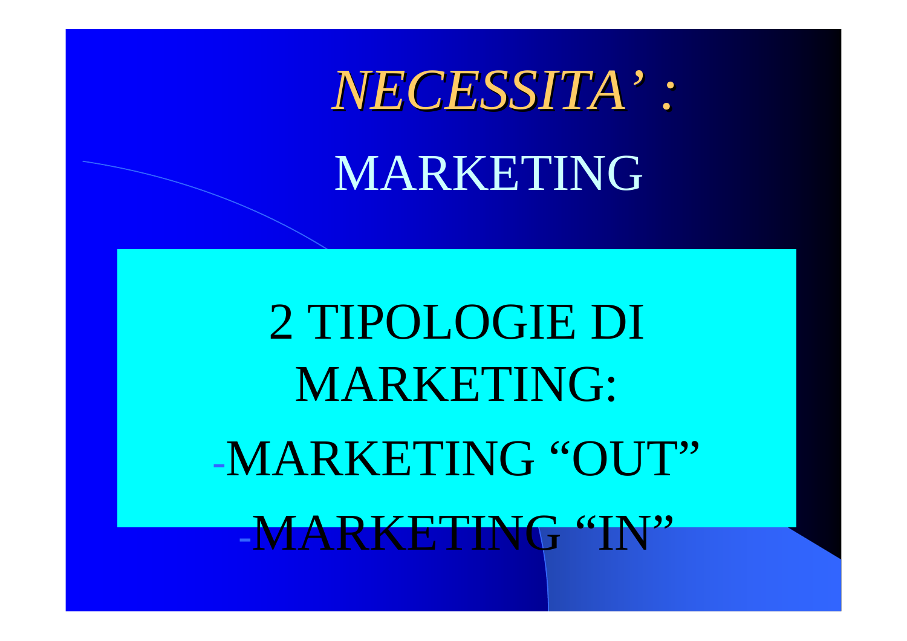# *NECESSITA' :*

## MARKETING

2 TIPOLOGIE DI MARKETING:

- MARKETING "OUT"
- MARKETING "IN"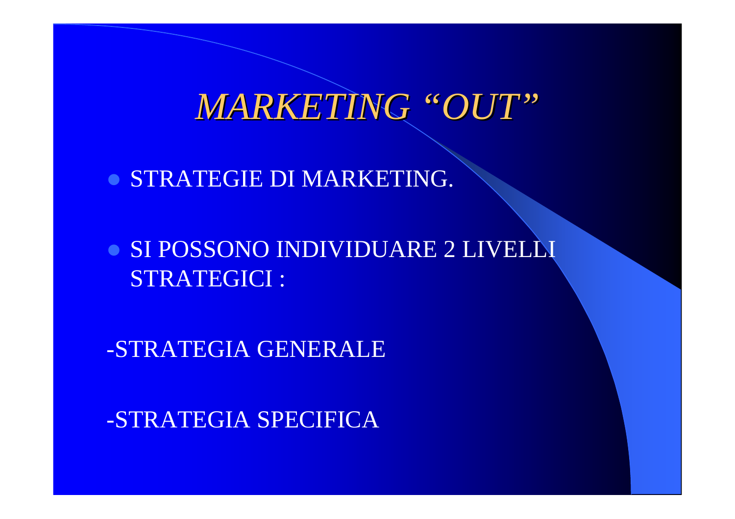# *MARKETING "OUT"*

- STRATEGIE DI MARKETING.
- SI POSSONO INDIVIDUARE 2 LIVELLI STRATEGICI :

-STRATEGIA GENERALE

-STRATEGIA SPECIFICA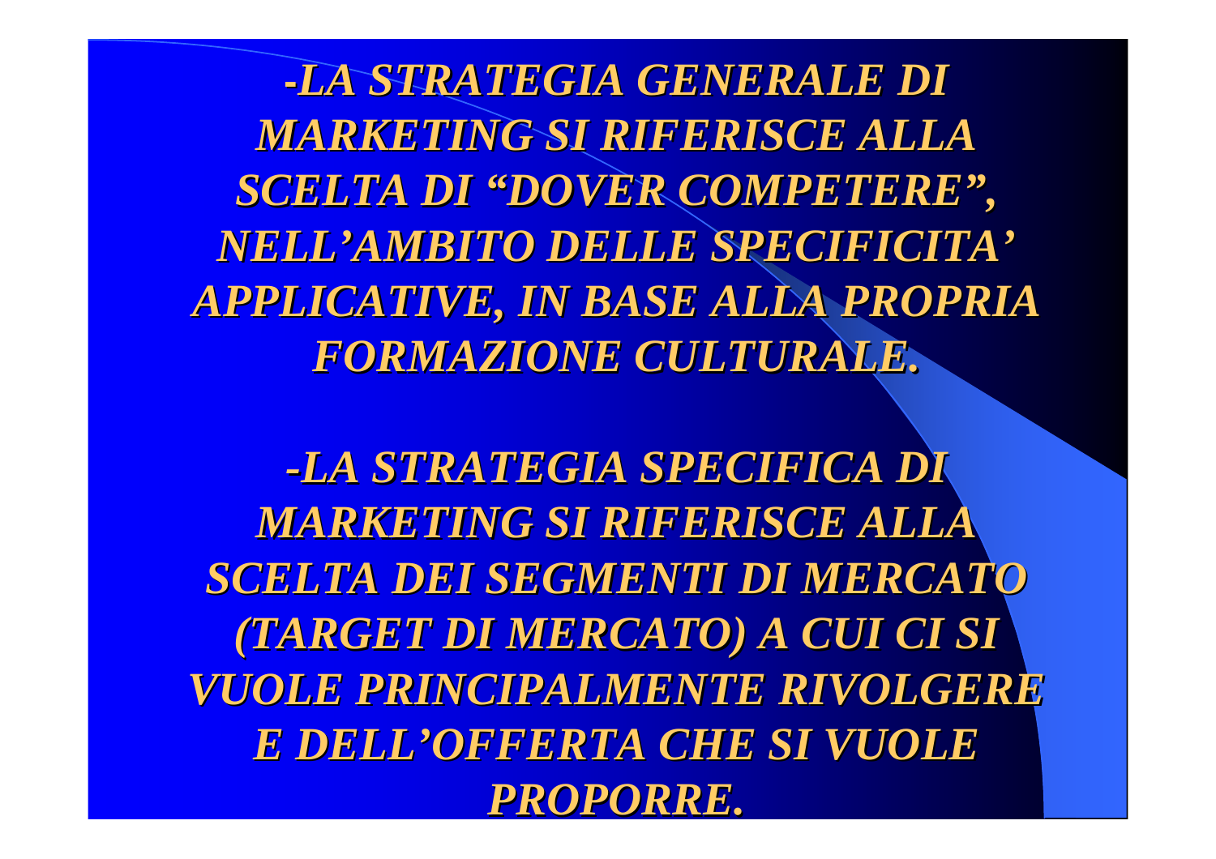*-LA STRATEGIA GENERALE DI MARKETING SI RIFERISCE ALLA SCELTA DI "DOVER COMPETERE", NELL'AMBITO DELLE SPECIFICITA' APPLICATIVE, IN BASE ALLA PROPRIA FORMAZIONE CULTURALE.*

*-LA STRATEGIA SPECIFICA DI MARKETING SI RIFERISCE ALLA SCELTA DEI SEGMENTI DI MERCATO (TARGET DI MERCATO) A CUI CI SI VUOLE PRINCIPALMENTE RIVOLGERE E DELL'OFFERTA CHE SI VUOLE PROPORRE.*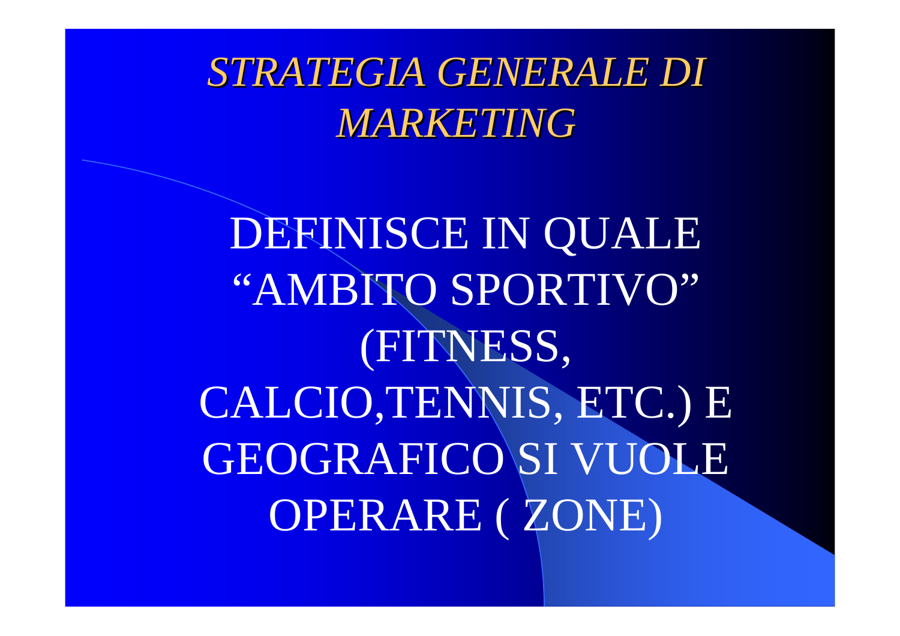# *STRATEGIA GENERALE DI MARKETING*

DEFINISCE IN QUALE "AMBITO SPORTIVO" (FITNESS, CALCIO,TENNIS, ETC.) E GEOGRAFICO SI VUOLE OPERARE ( ZONE)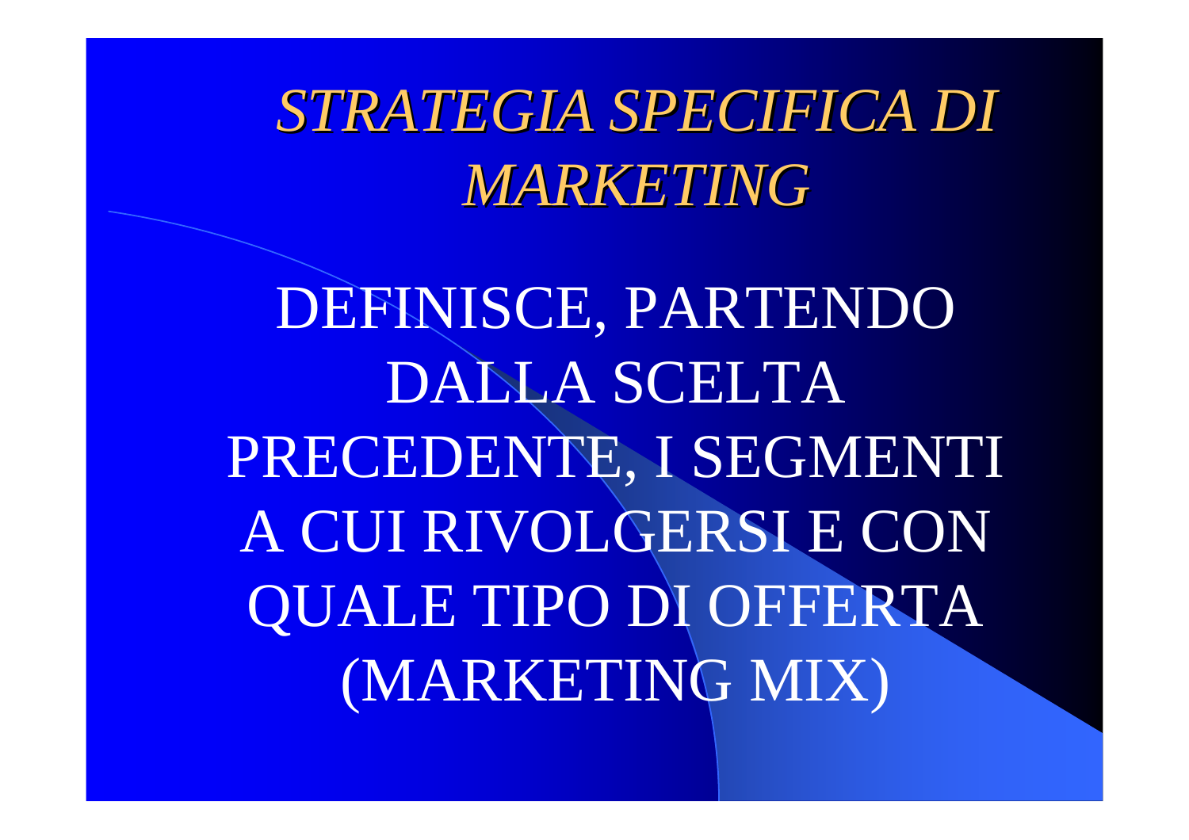# *STRATEGIA SPECIFICA DI MARKETING*

DEFINISCE, PARTENDO DALLA SCELTA PRECEDENTE, I SEGMENTI A CUI RIVOLGERSI E CON QUALE TIPO DI OFFERTA (MARKETING MIX)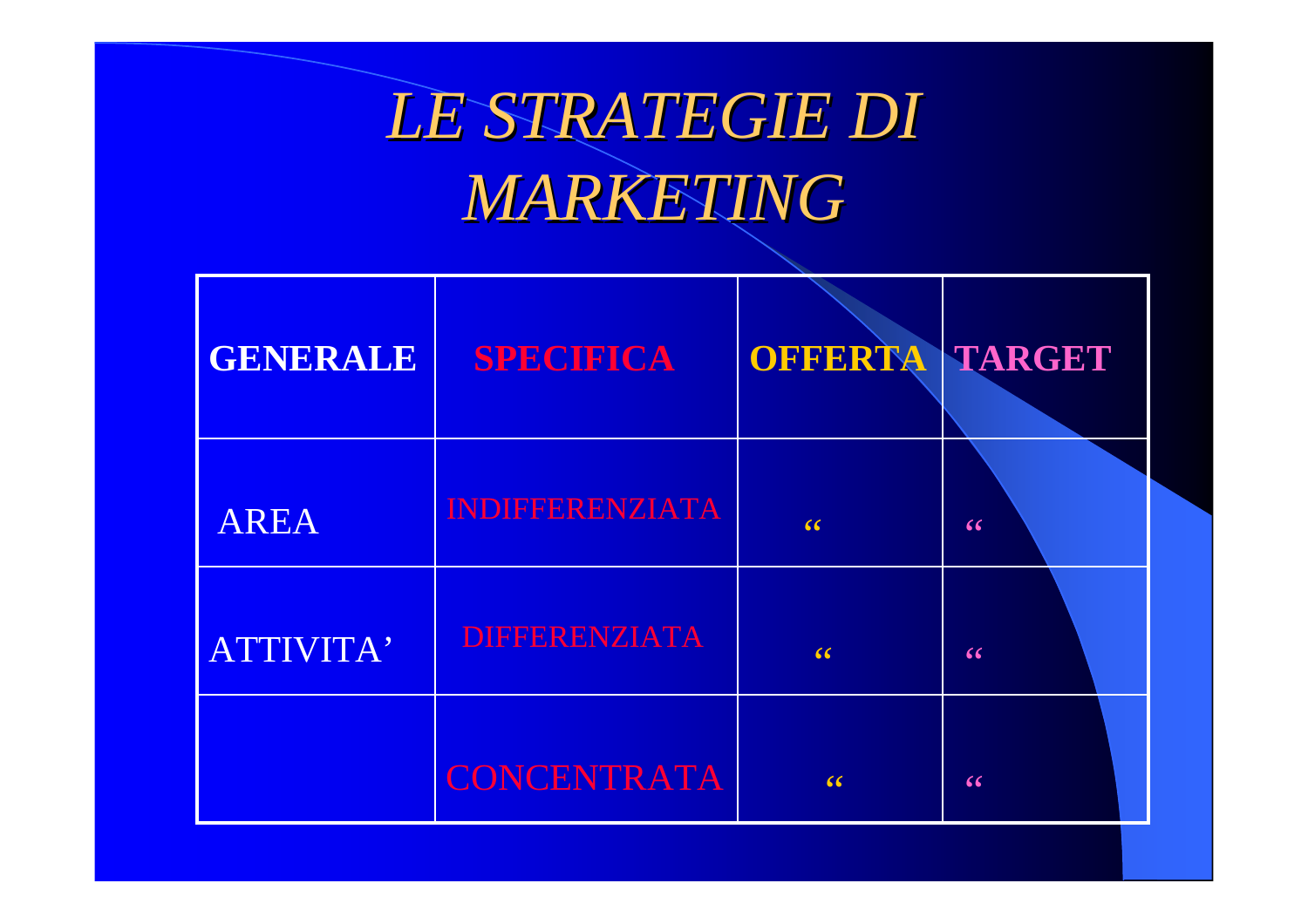# *LE STRATEGIE DI MARKETING*

| **GENERALE** | **SPECIFICA** | **OFFERTA** | **TARGET** |
|---|---|---|---|
| AREA | INDIFFERENZIATA | “ | “ |
| ATTIVITA’ | DIFFERENZIATA | “ | “ |
| | CONCENTRATA | “ | “ |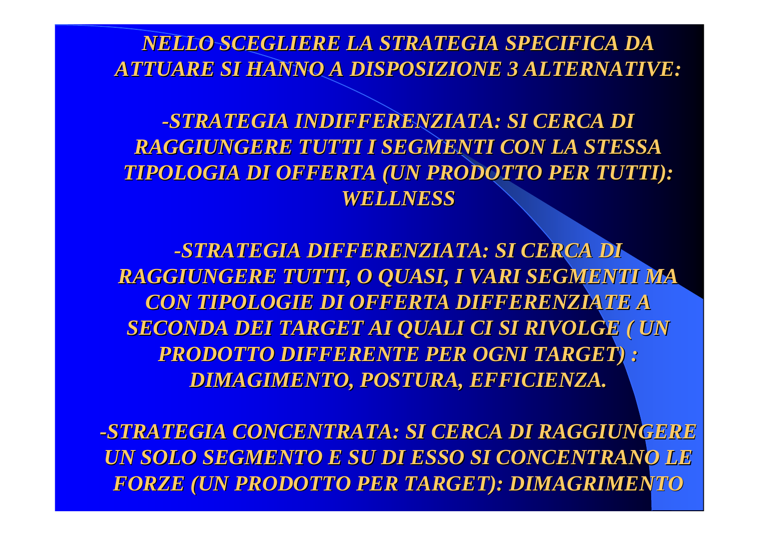***NELLO SCEGLIERE LA STRATEGIA SPECIFICA DA ATTUARE SI HANNO A DISPOSIZIONE 3 ALTERNATIVE:***

***-STRATEGIA INDIFFERENZIATA: SI CERCA DI RAGGIUNGERE TUTTI I SEGMENTI CON LA STESSA TIPOLOGIA DI OFFERTA (UN PRODOTTO PER TUTTI): WELLNESS***

***-STRATEGIA DIFFERENZIATA: SI CERCA DI RAGGIUNGERE TUTTI, O QUASI, I VARI SEGMENTI MA CON TIPOLOGIE DI OFFERTA DIFFERENZIATE A SECONDA DEI TARGET AI QUALI CI SI RIVOLGE ( UN PRODOTTO DIFFERENTE PER OGNI TARGET) : DIMAGIMENTO, POSTURA, EFFICIENZA.***

***-STRATEGIA CONCENTRATA: SI CERCA DI RAGGIUNGERE UN SOLO SEGMENTO E SU DI ESSO SI CONCENTRANO LE FORZE (UN PRODOTTO PER TARGET): DIMAGRIMENTO***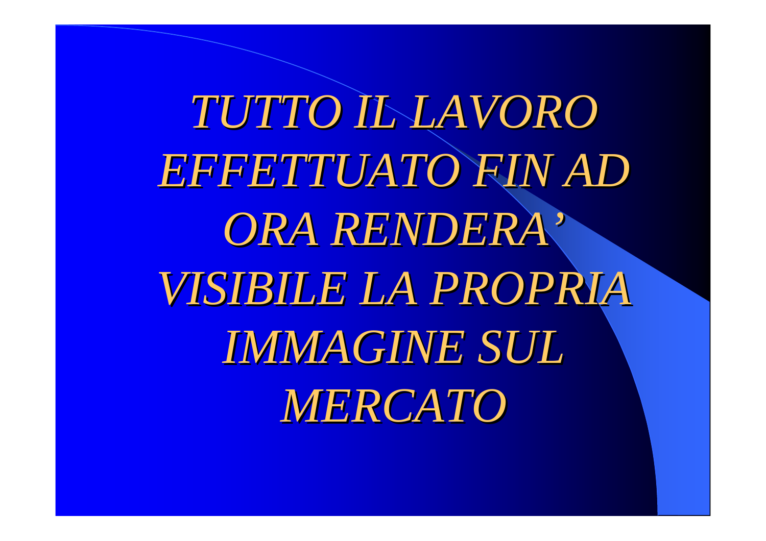*TUTTO IL LAVORO EFFETTUATO FIN AD ORA RENDERA' VISIBILE LA PROPRIA IMMAGINE SUL MERCATO*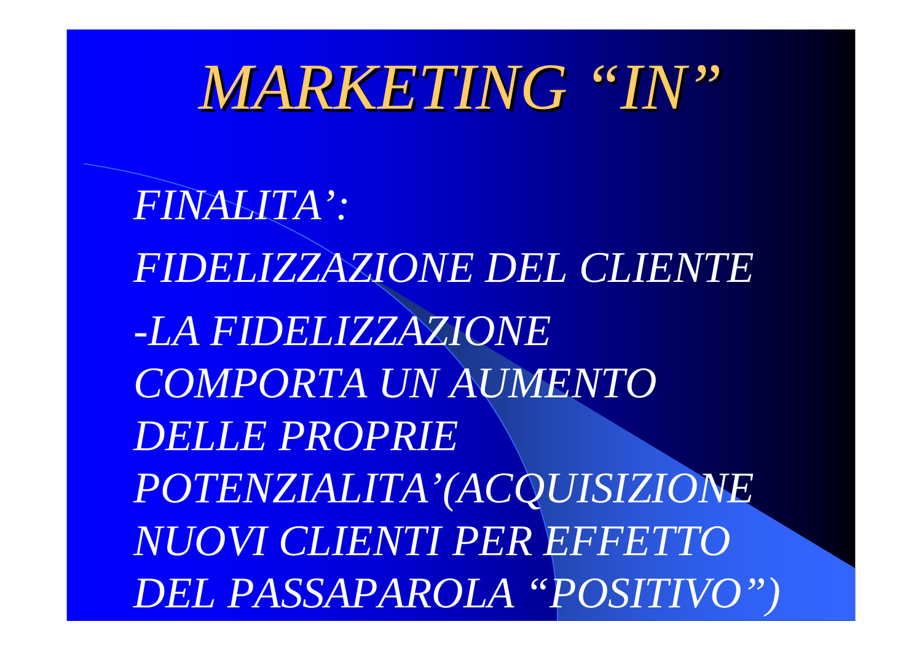# *MARKETING "IN"*

*FINALITA':*

*FIDELIZZAZIONE DEL CLIENTE*

*-LA FIDELIZZAZIONE COMPORTA UN AUMENTO DELLE PROPRIE POTENZIALITA'(ACQUISIZIONE NUOVI CLIENTI PER EFFETTO DEL PASSAPAROLA "POSITIVO")*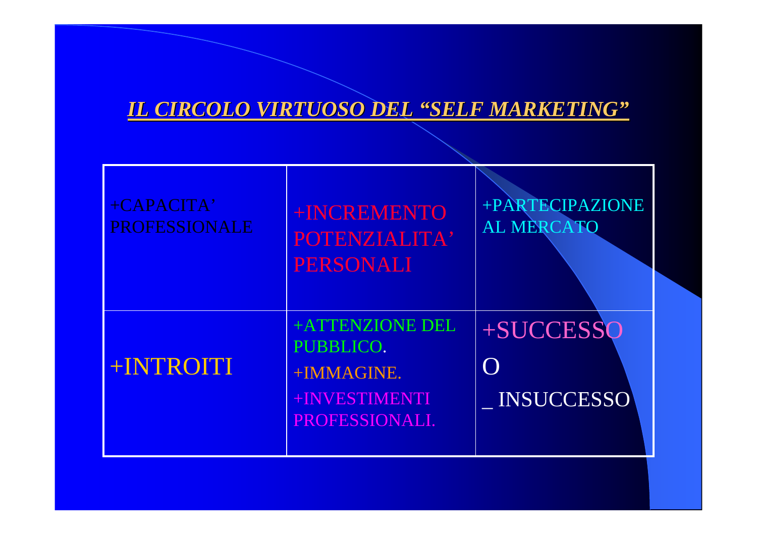# ***IL CIRCOLO VIRTUOSO DEL "SELF MARKETING"***

| | | |
|---|---|---|
| +CAPACITA' PROFESSIONALE | +INCREMENTO POTENZIALITA' PERSONALI | +PARTECIPAZIONE AL MERCATO |
| +INTROITI | +ATTENZIONE DEL PUBBLICO.<br>+IMMAGINE.<br>+INVESTIMENTI PROFESSIONALI. | +SUCCESSO<br>O<br>_ INSUCCESSO |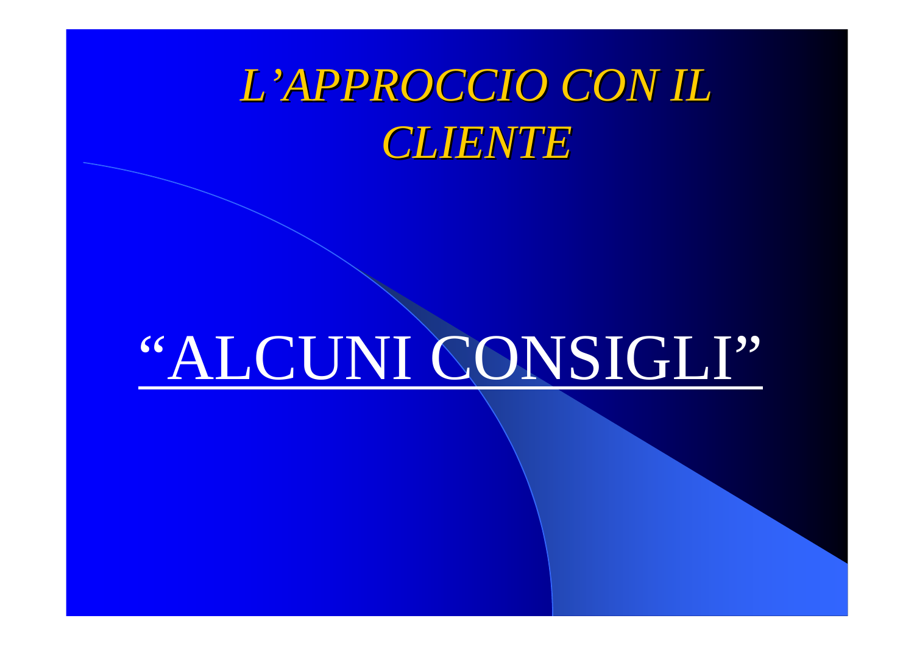# *L'APPROCCIO CON IL CLIENTE*

"ALCUNI CONSIGLI"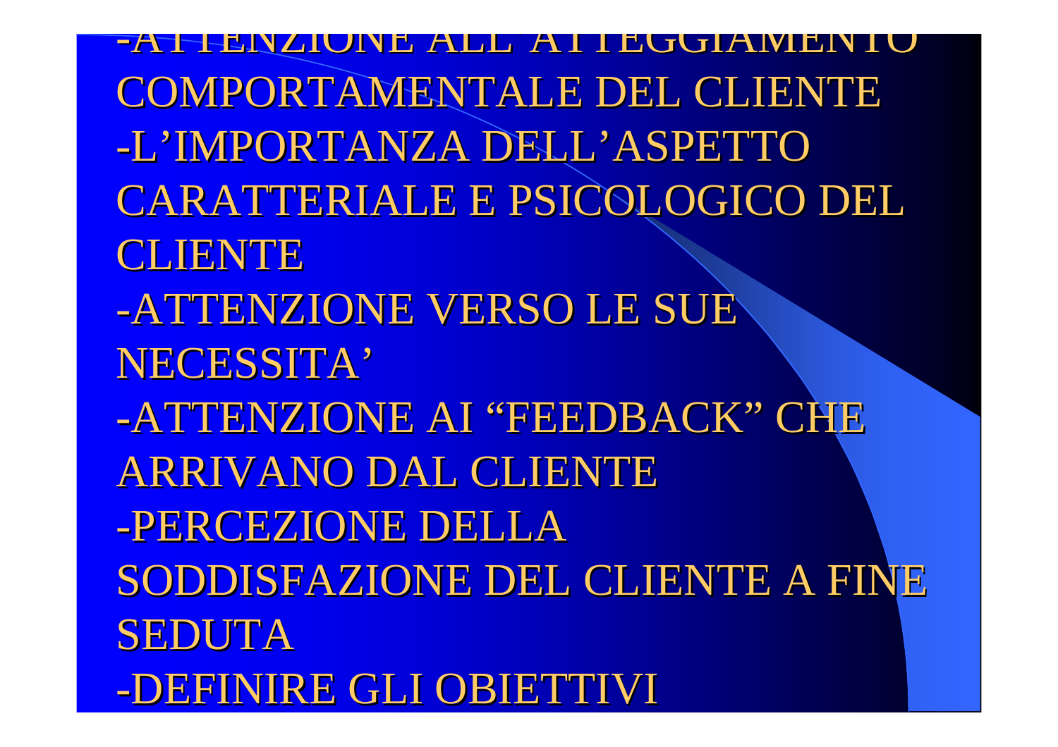-ATTENZIONE ALL'ATTEGGIAMENTO COMPORTAMENTALE DEL CLIENTE

-L'IMPORTANZA DELL'ASPETTO CARATTERIALE E PSICOLOGICO DEL CLIENTE

-ATTENZIONE VERSO LE SUE NECESSITA'

-ATTENZIONE AI "FEEDBACK" CHE ARRIVANO DAL CLIENTE

-PERCEZIONE DELLA SODDISFAZIONE DEL CLIENTE A FINE SEDUTA

-DEFINIRE GLI OBIETTIVI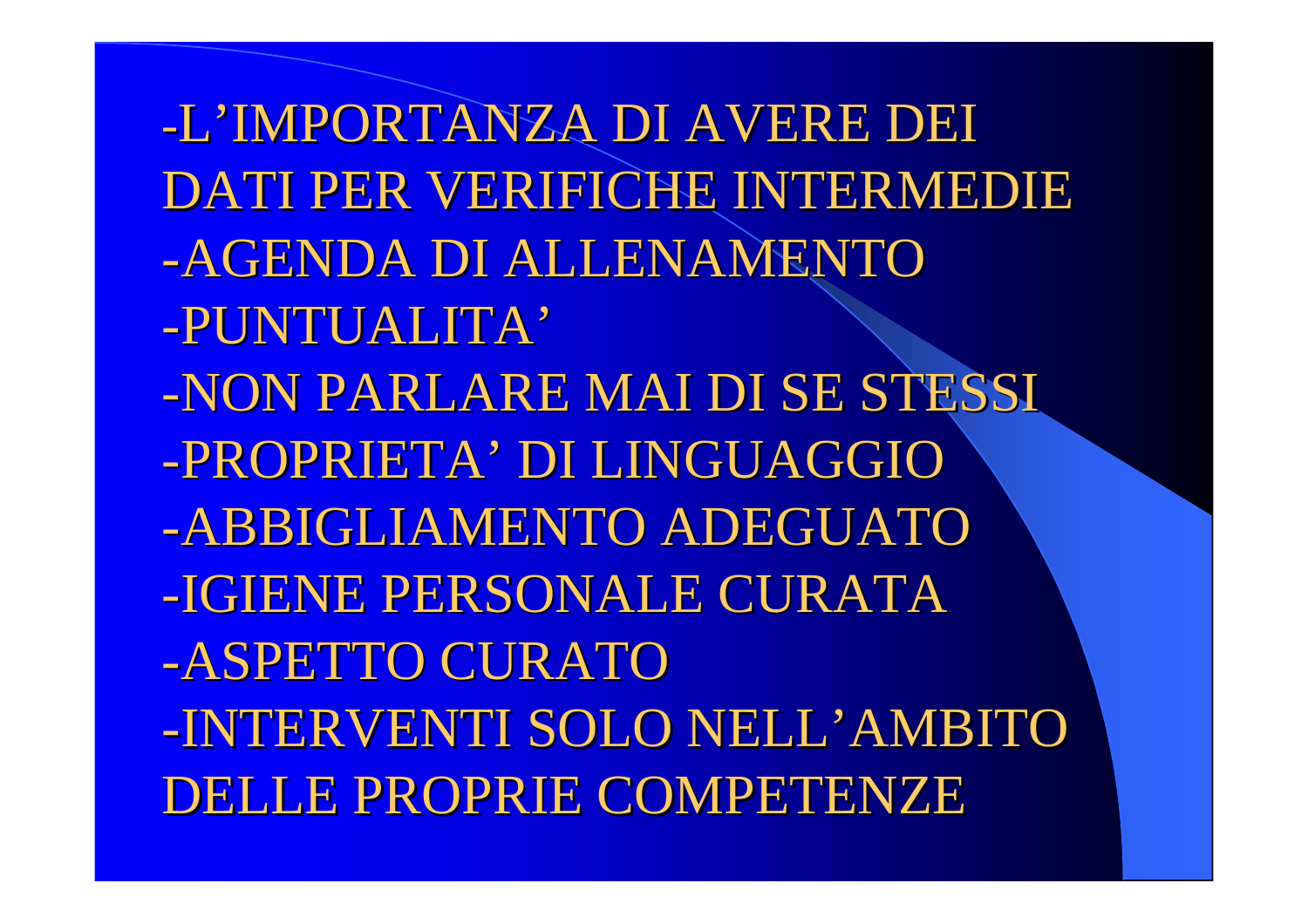- L’IMPORTANZA DI AVERE DEI DATI PER VERIFICHE INTERMEDIE
- AGENDA DI ALLENAMENTO
- PUNTUALITA’
- NON PARLARE MAI DI SE STESSI
- PROPRIETA’ DI LINGUAGGIO
- ABBIGLIAMENTO ADEGUATO
- IGIENE PERSONALE CURATA
- ASPETTO CURATO
- INTERVENTI SOLO NELL’AMBITO DELLE PROPRIE COMPETENZE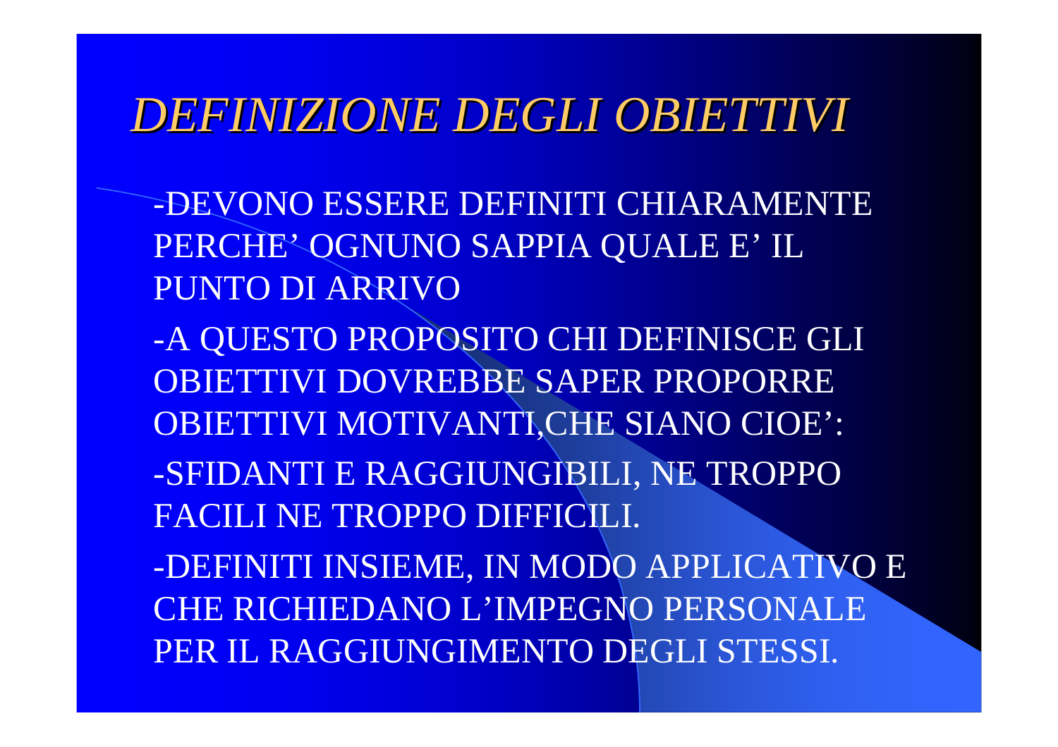# *DEFINIZIONE DEGLI OBIETTIVI*

-DEVONO ESSERE DEFINITI CHIARAMENTE PERCHE' OGNUNO SAPPIA QUALE E' IL PUNTO DI ARRIVO

-A QUESTO PROPOSITO CHI DEFINISCE GLI OBIETTIVI DOVREBBE SAPER PROPORRE OBIETTIVI MOTIVANTI,CHE SIANO CIOE':

-SFIDANTI E RAGGIUNGIBILI, NE TROPPO FACILI NE TROPPO DIFFICILI.

-DEFINITI INSIEME, IN MODO APPLICATIVO E CHE RICHIEDANO L'IMPEGNO PERSONALE PER IL RAGGIUNGIMENTO DEGLI STESSI.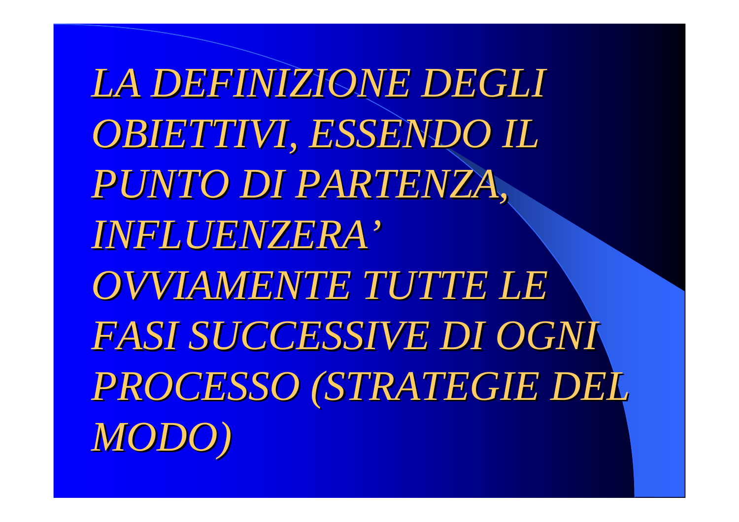*LA DEFINIZIONE DEGLI OBIETTIVI, ESSENDO IL PUNTO DI PARTENZA, INFLUENZERA' OVVIAMENTE TUTTE LE FASI SUCCESSIVE DI OGNI PROCESSO (STRATEGIE DEL MODO)*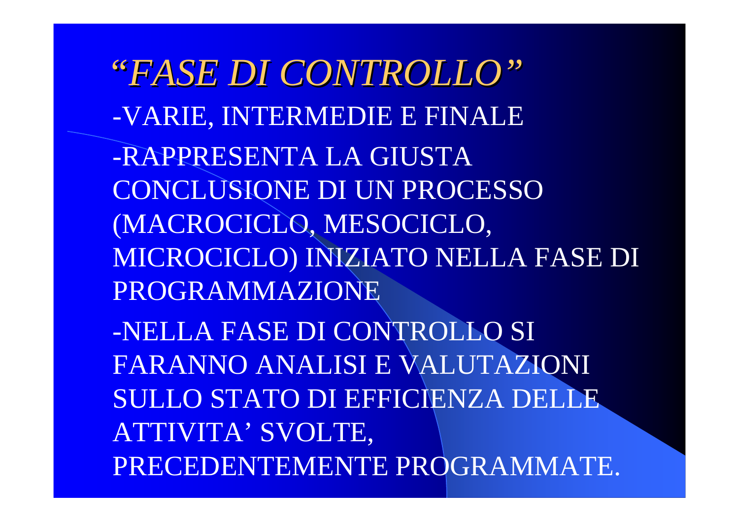# *"FASE DI CONTROLLO"*

-VARIE, INTERMEDIE E FINALE

-RAPPRESENTA LA GIUSTA CONCLUSIONE DI UN PROCESSO (MACROCICLO, MESOCICLO, MICROCICLO) INIZIATO NELLA FASE DI PROGRAMMAZIONE

-NELLA FASE DI CONTROLLO SI FARANNO ANALISI E VALUTAZIONI SULLO STATO DI EFFICIENZA DELLE ATTIVITA' SVOLTE, PRECEDENTEMENTE PROGRAMMATE.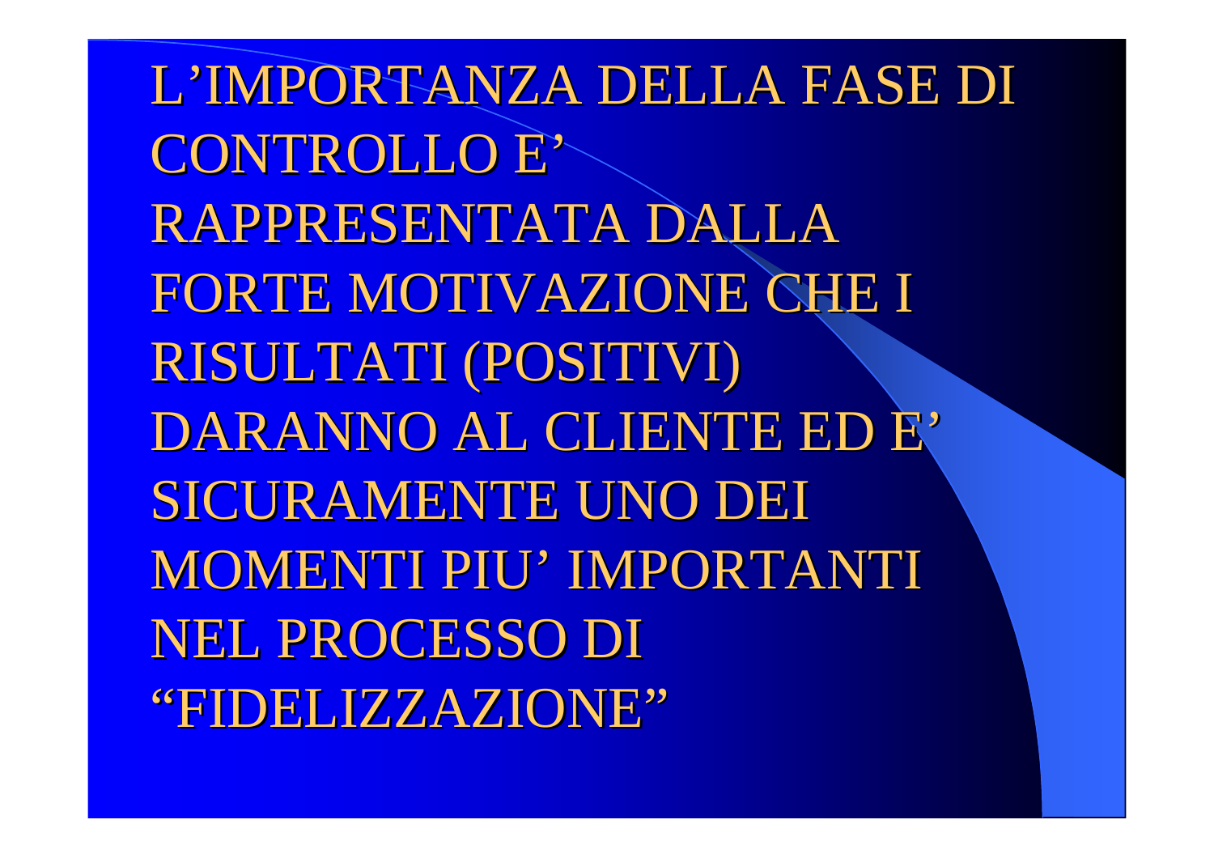L’IMPORTANZA DELLA FASE DI CONTROLLO E’ RAPPRESENTATA DALLA FORTE MOTIVAZIONE CHE I RISULTATI (POSITIVI) DARANNO AL CLIENTE ED E’ SICURAMENTE UNO DEI MOMENTI PIU’ IMPORTANTI NEL PROCESSO DI “FIDELIZZAZIONE”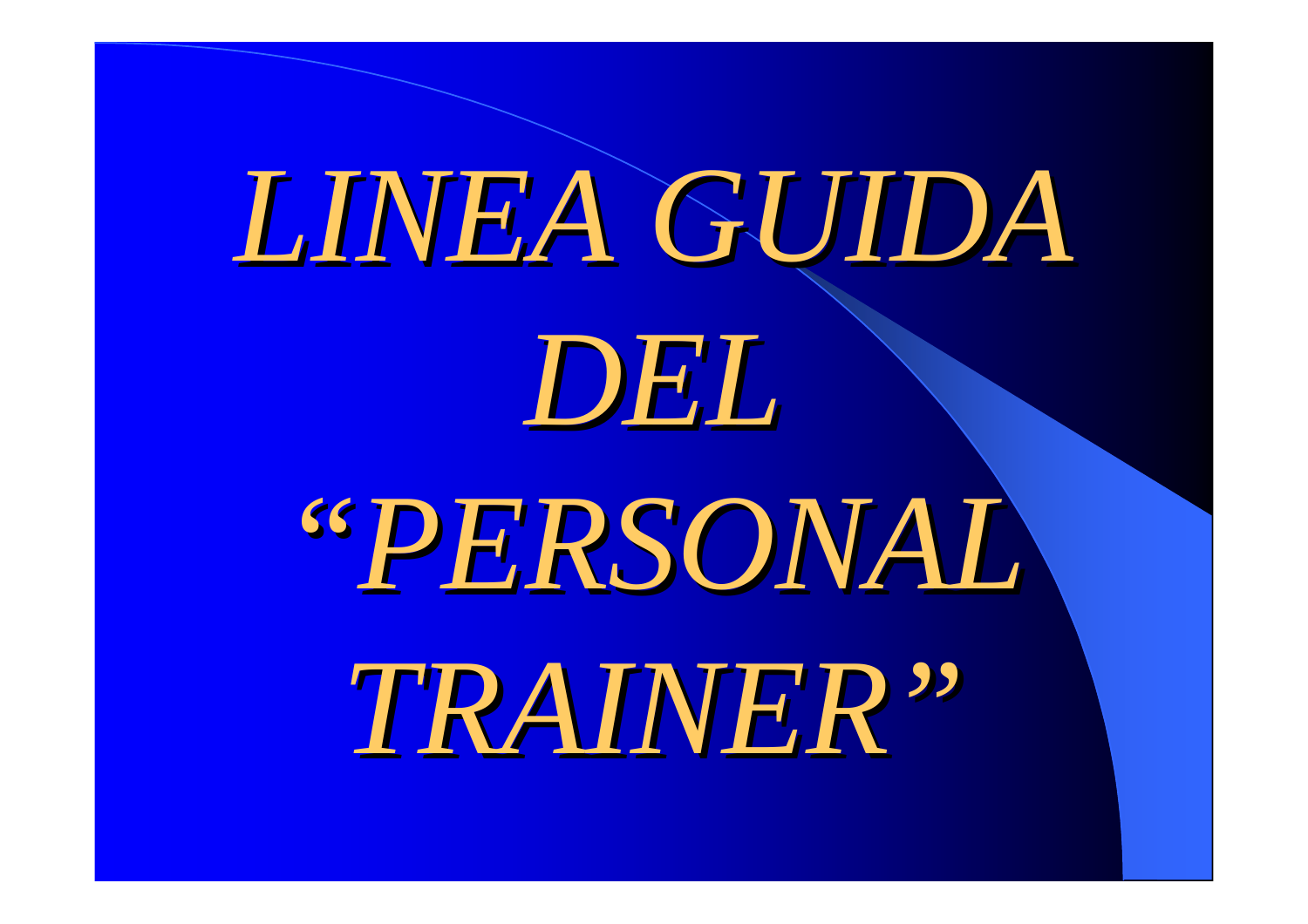# *LINEA GUIDA DEL "PERSONAL TRAINER"*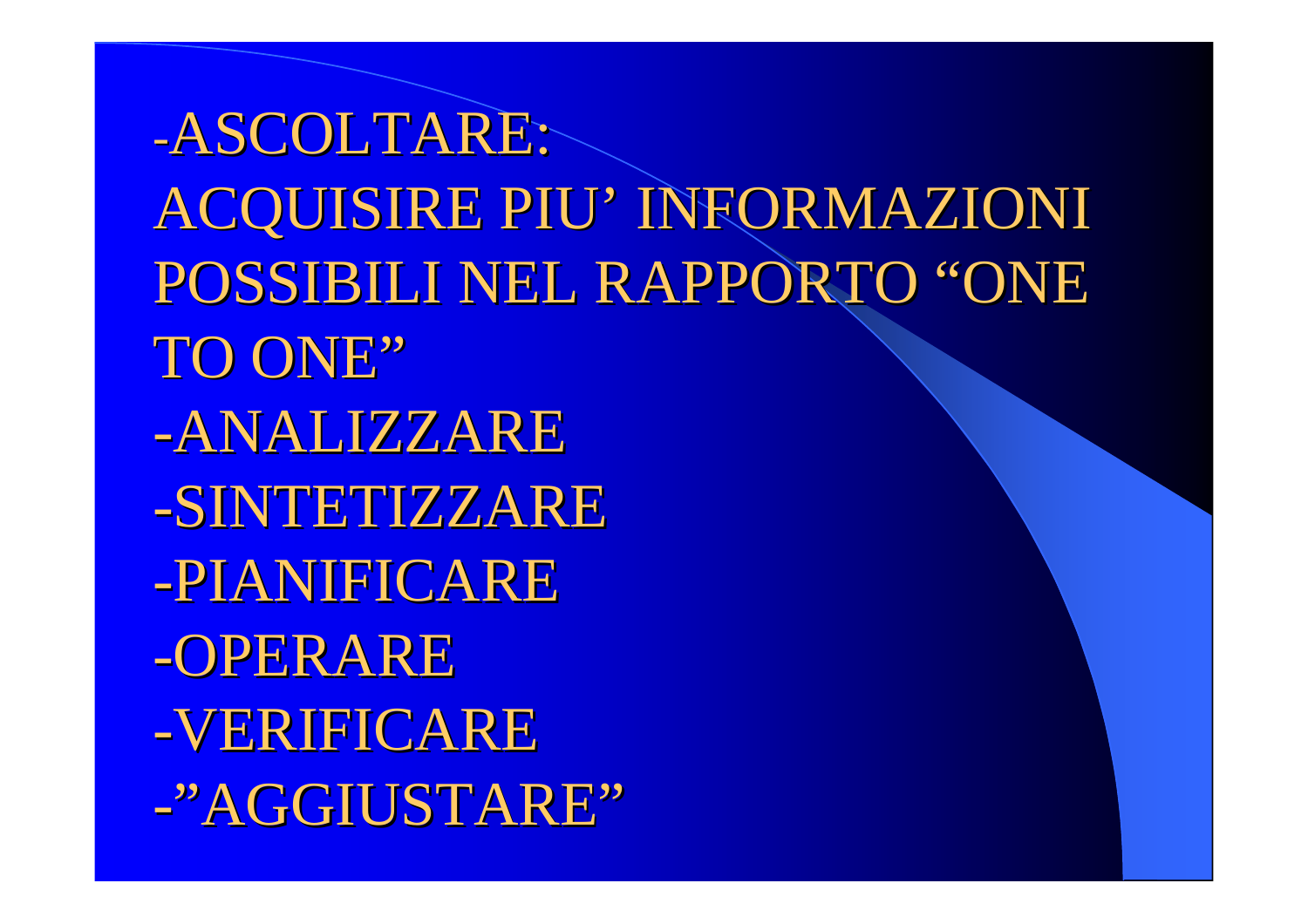-ASCOLTARE:
ACQUISIRE PIU' INFORMAZIONI POSSIBILI NEL RAPPORTO "ONE TO ONE"

-ANALIZZARE

-SINTETIZZARE

-PIANIFICARE

-OPERARE

-VERIFICARE

-"AGGIUSTARE"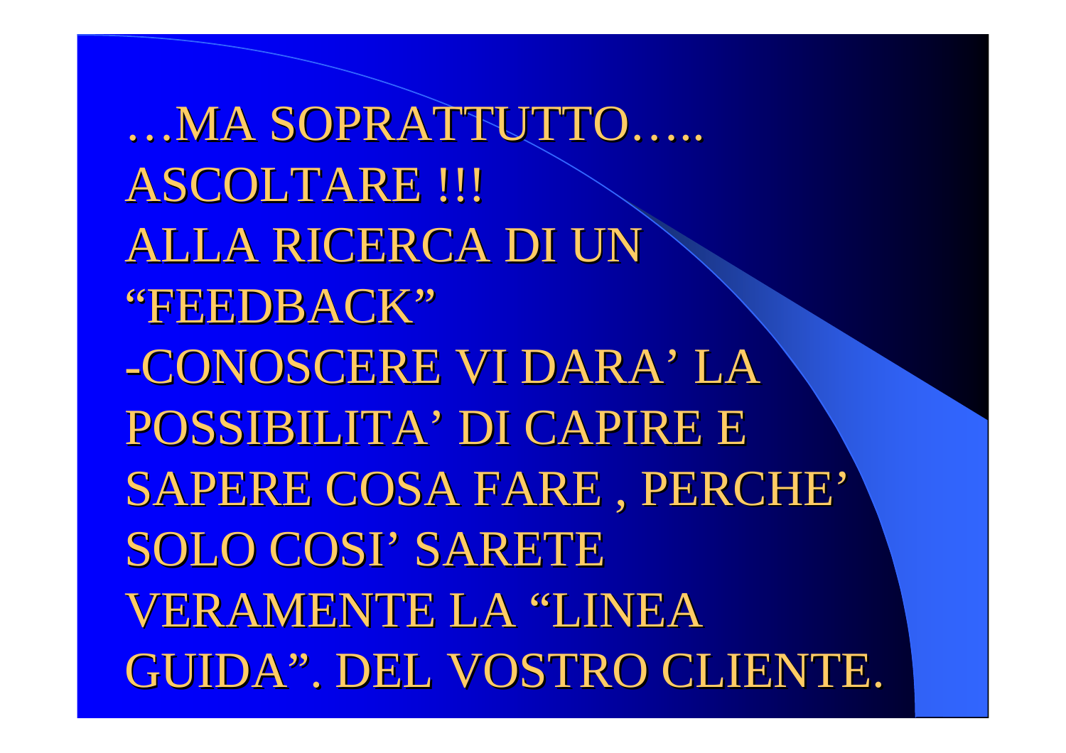…MA SOPRATTUTTO…..
ASCOLTARE !!!
ALLA RICERCA DI UN "FEEDBACK"
-CONOSCERE VI DARA' LA POSSIBILITA' DI CAPIRE E SAPERE COSA FARE , PERCHE' SOLO COSI' SARETE VERAMENTE LA "LINEA GUIDA". DEL VOSTRO CLIENTE.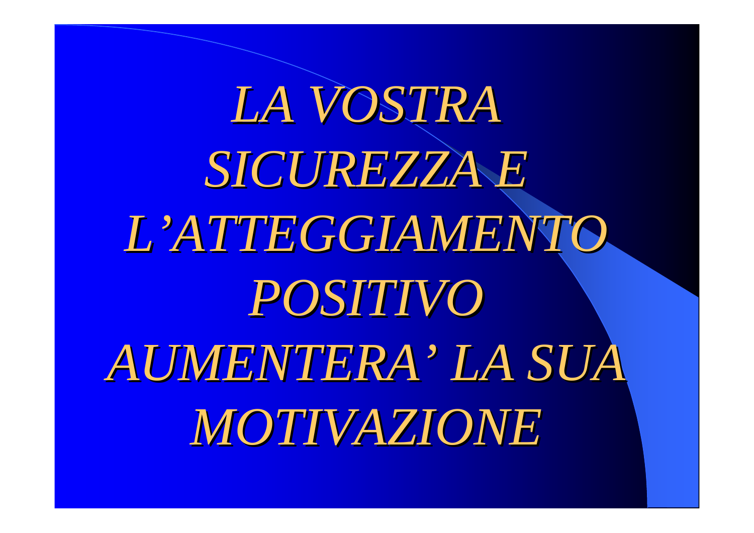*LA VOSTRA SICUREZZA E L'ATTEGGIAMENTO POSITIVO AUMENTERA' LA SUA MOTIVAZIONE*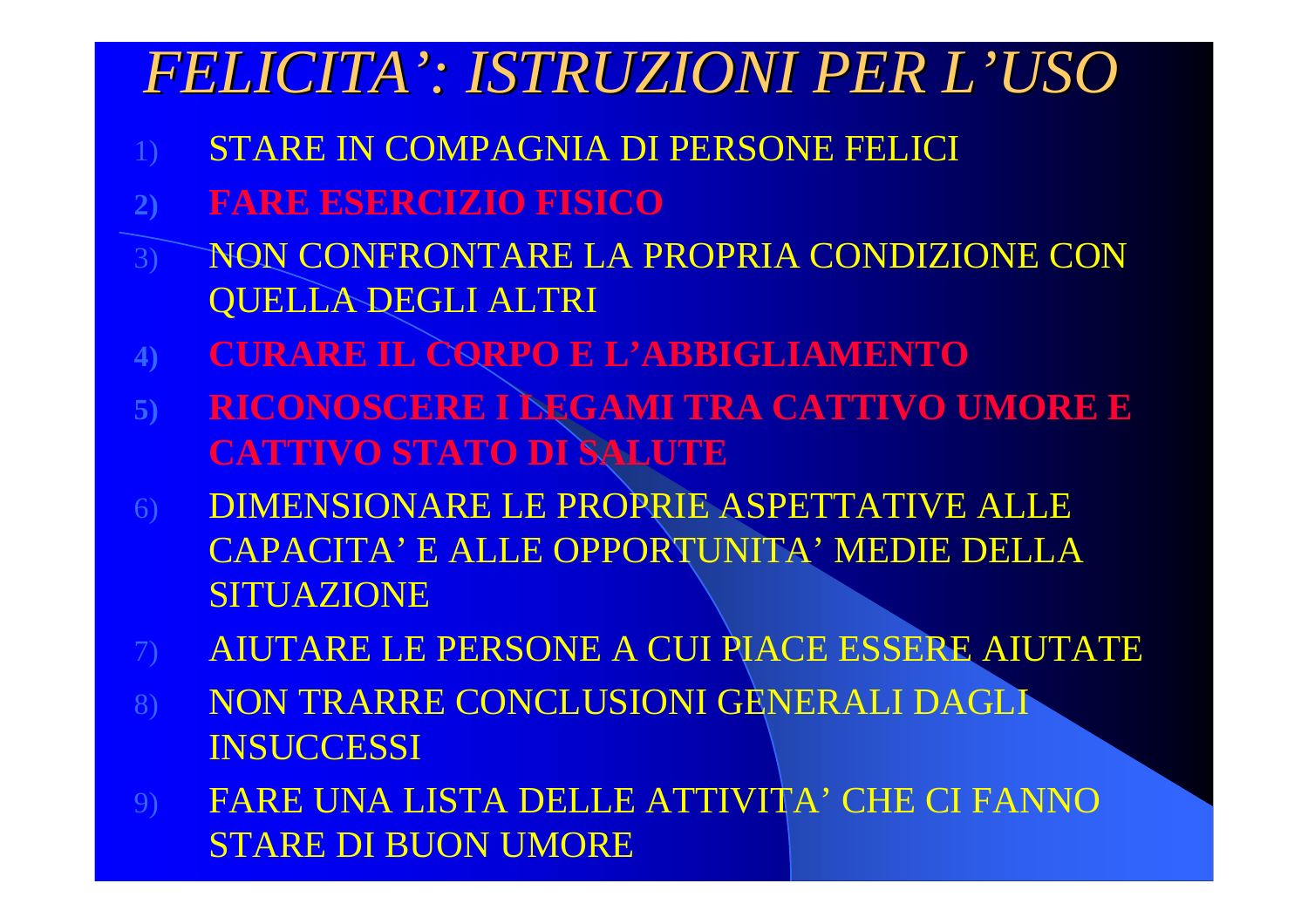# *FELICITA': ISTRUZIONI PER L'USO*

1) STARE IN COMPAGNIA DI PERSONE FELICI
2) **FARE ESERCIZIO FISICO**
3) NON CONFRONTARE LA PROPRIA CONDIZIONE CON QUELLA DEGLI ALTRI
4) **CURARE IL CORPO E L'ABBIGLIAMENTO**
5) **RICONOSCERE I LEGAMI TRA CATTIVO UMORE E CATTIVO STATO DI SALUTE**
6) DIMENSIONARE LE PROPRIE ASPETTATIVE ALLE CAPACITA' E ALLE OPPORTUNITA' MEDIE DELLA SITUAZIONE
7) AIUTARE LE PERSONE A CUI PIACE ESSERE AIUTATE
8) NON TRARRE CONCLUSIONI GENERALI DAGLI INSUCCESSI
9) FARE UNA LISTA DELLE ATTIVITA' CHE CI FANNO STARE DI BUON UMORE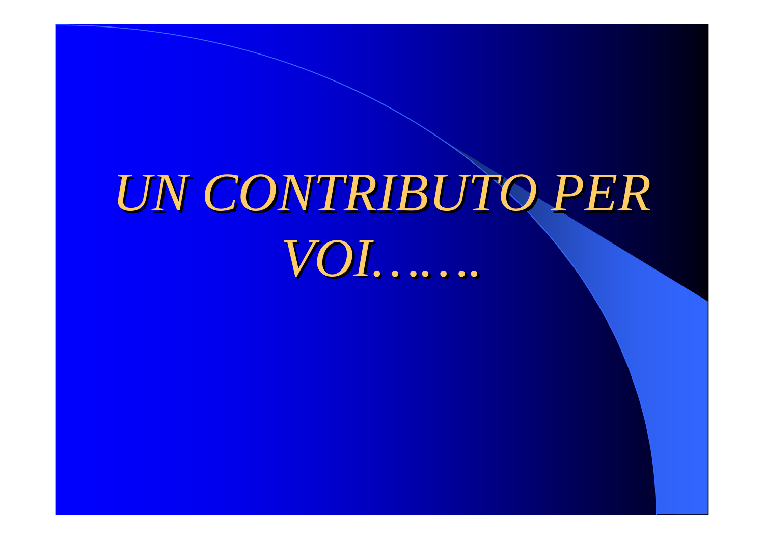# *UN CONTRIBUTO PER VOI……*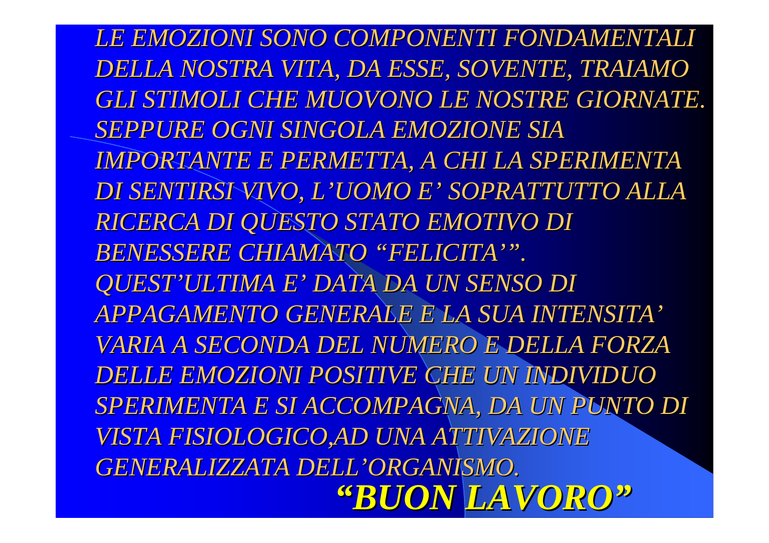*LE EMOZIONI SONO COMPONENTI FONDAMENTALI DELLA NOSTRA VITA, DA ESSE, SOVENTE, TRAIAMO GLI STIMOLI CHE MUOVONO LE NOSTRE GIORNATE. SEPPURE OGNI SINGOLA EMOZIONE SIA IMPORTANTE E PERMETTA, A CHI LA SPERIMENTA DI SENTIRSI VIVO, L'UOMO E' SOPRATTUTTO ALLA RICERCA DI QUESTO STATO EMOTIVO DI BENESSERE CHIAMATO "FELICITA'". QUEST'ULTIMA E' DATA DA UN SENSO DI APPAGAMENTO GENERALE E LA SUA INTENSITA' VARIA A SECONDA DEL NUMERO E DELLA FORZA DELLE EMOZIONI POSITIVE CHE UN INDIVIDUO SPERIMENTA E SI ACCOMPAGNA, DA UN PUNTO DI VISTA FISIOLOGICO,AD UNA ATTIVAZIONE GENERALIZZATA DELL'ORGANISMO.*

***"BUON LAVORO"***